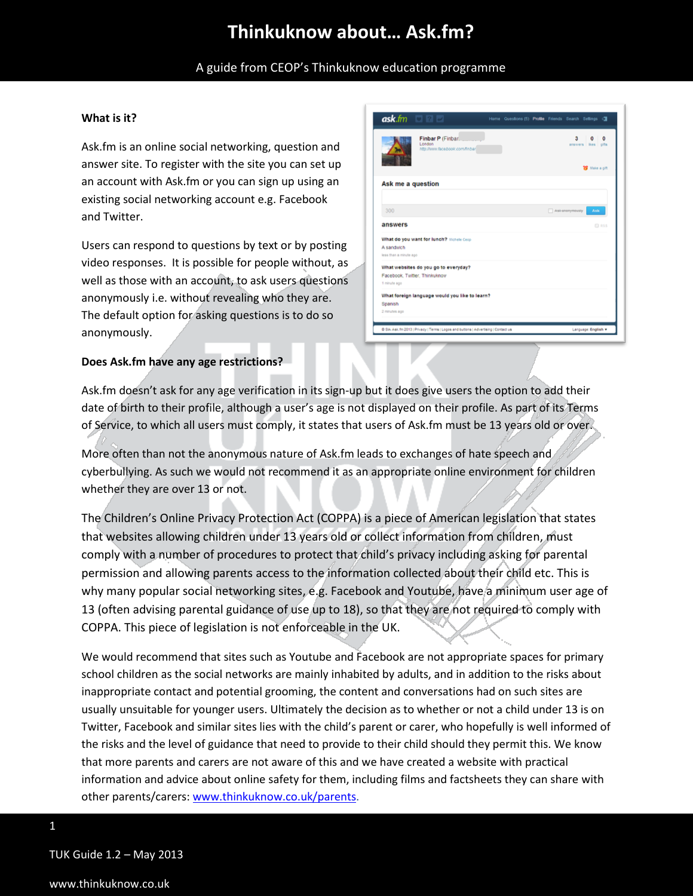# Thinkuknow about… Ask.fm?

A guide from CEOP's Thinkuknow education programme

**What is it?**

Ask.fm is an online social networking, question and answer site. To register with the site you can set up an account with Ask.fm or you can sign up using an existing social networking account e.g. Facebook and Twitter.

Users can respond to questions by text or by posting video responses. It is possible for people without, as well as those with an account, to ask users questions anonymously i.e. without revealing who they are. The default option for asking questions is to do so anonymously.

**Does Ask.fm have any age restrictions?**

Ask.fm doesn't ask for any age verification in its sign-up but it does give users the option to add their date of birth to their profile, although a user's age is not displayed on their profile. As part of its Terms of Service, to which all users must comply, it states that users of Ask.fm must be 13 years old or over.

More often than not the anonymous nature of Ask.fm leads to exchanges of hate speech and cyberbullying. As such we would not recommend it as an appropriate online environment for children whether they are over 13 or not.

The Children's Online Privacy Protection Act (COPPA) is a piece of American legislation that states that websites allowing children under 13 years old or collect information from children, must comply with a number of procedures to protect that child's privacy including asking for parental permission and allowing parents access to the information collected about their child etc. This is why many popular social networking sites, e.g. Facebook and Youtube, have a minimum user age of 13 (often advising parental guidance of use up to 18), so that they are not required to comply with COPPA. This piece of legislation is not enforceable in the UK.

We would recommend that sites such as Youtube and Facebook are not appropriate spaces for primary school children as the social networks are mainly inhabited by adults, and in addition to the risks about inappropriate contact and potential grooming, the content and conversations had on such sites are usually unsuitable for younger users. Ultimately the decision as to whether or not a child under 13 is on Twitter, Facebook and similar sites lies with the child's parent or carer, who hopefully is well informed of the risks and the level of guidance that need to provide to their child should they permit this. We know that more parents and carers are not aware of this and we have created a website with practical information and advice about online safety for them, including films and factsheets they can share with other parents/carers: [www.thinkuknow.co.uk/parents](www.thinkuknow.co.uk/parents).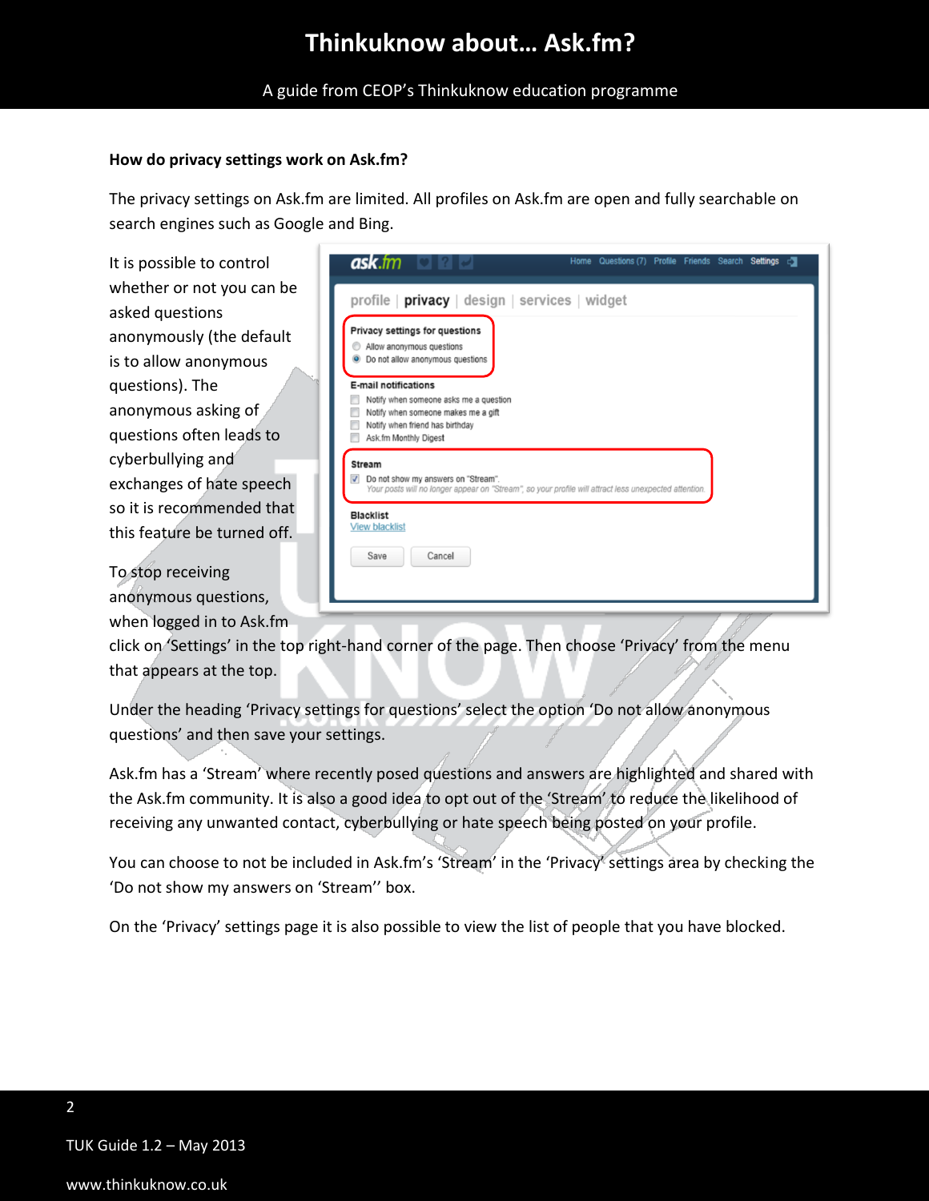**How do privacy settings work on Ask.fm?**

The privacy settings on Ask.fm are limited. All profiles on Ask.fm are open and fully searchable on search engines such as Google and Bing.

It is possible to control whether or not you can be asked questions anonymously (the default is to allow anonymous questions). The anonymous asking of questions often leads to cyberbullying and exchanges of hate speech so it is recommended that this feature be turned off.

To stop receiving anonymous questions, when logged in to Ask.fm click on 'Settings' in the top right-hand corner of the page. Then choose 'Privacy' from the menu that appears at the top.

Under the heading 'Privacy settings for questions' select the option 'Do not allow anonymous questions' and then save your settings.

Ask.fm has a 'Stream' where recently posed questions and answers are highlighted and shared with the Ask.fm community. It is also a good idea to opt out of the 'Stream' to reduce the likelihood of receiving any unwanted contact, cyberbullying or hate speech being posted on your profile.

You can choose to not be included in Ask.fm's 'Stream' in the 'Privacy' settings area by checking the 'Do not show my answers on 'Stream'' box.

On the 'Privacy' settings page it is also possible to view the list of people that you have blocked.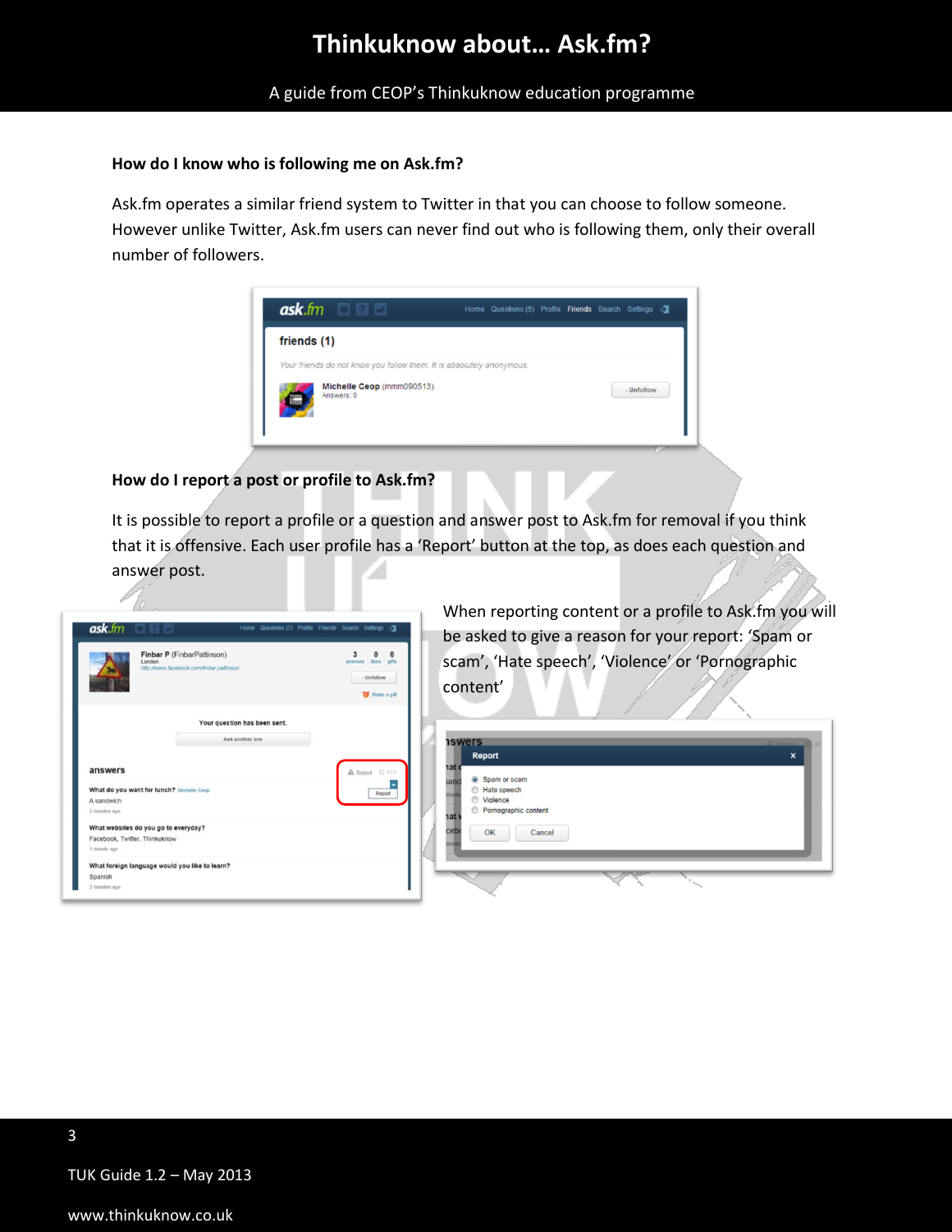### How do I know who is following me on Ask.fm?

Ask.fm operates a similar friend system to Twitter in that you can choose to follow someone. However unlike Twitter, Ask.fm users can never find out who is following them, only their overall number of followers.

### How do I report a post or profile to Ask.fm?

It is possible to report a profile or a question and answer post to Ask.fm for removal if you think that it is offensive. Each user profile has a 'Report' button at the top, as does each question and answer post.

When reporting content or a profile to Ask.fm you will be asked to give a reason for your report: 'Spam or scam', 'Hate speech', 'Violence' or 'Pornographic content'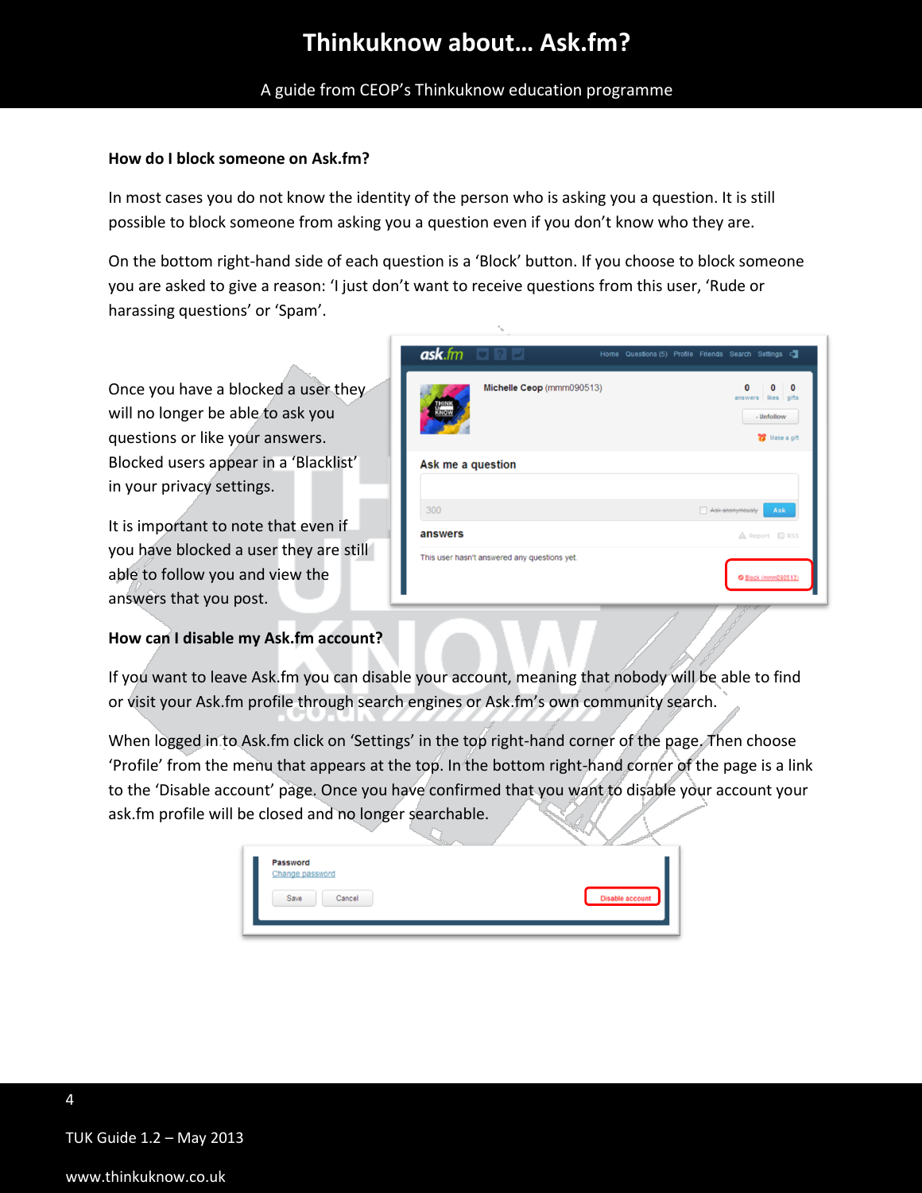**How do I block someone on Ask.fm?**

In most cases you do not know the identity of the person who is asking you a question. It is still possible to block someone from asking you a question even if you don't know who they are.

On the bottom right-hand side of each question is a 'Block' button. If you choose to block someone you are asked to give a reason: 'I just don't want to receive questions from this user, 'Rude or harassing questions' or 'Spam'.

Once you have a blocked a user they will no longer be able to ask you questions or like your answers. Blocked users appear in a 'Blacklist' in your privacy settings.

It is important to note that even if you have blocked a user they are still able to follow you and view the answers that you post.

**How can I disable my Ask.fm account?**

If you want to leave Ask.fm you can disable your account, meaning that nobody will be able to find or visit your Ask.fm profile through search engines or Ask.fm's own community search.

When logged in to Ask.fm click on 'Settings' in the top right-hand corner of the page. Then choose 'Profile' from the menu that appears at the top. In the bottom right-hand corner of the page is a link to the 'Disable account' page. Once you have confirmed that you want to disable your account your ask.fm profile will be closed and no longer searchable.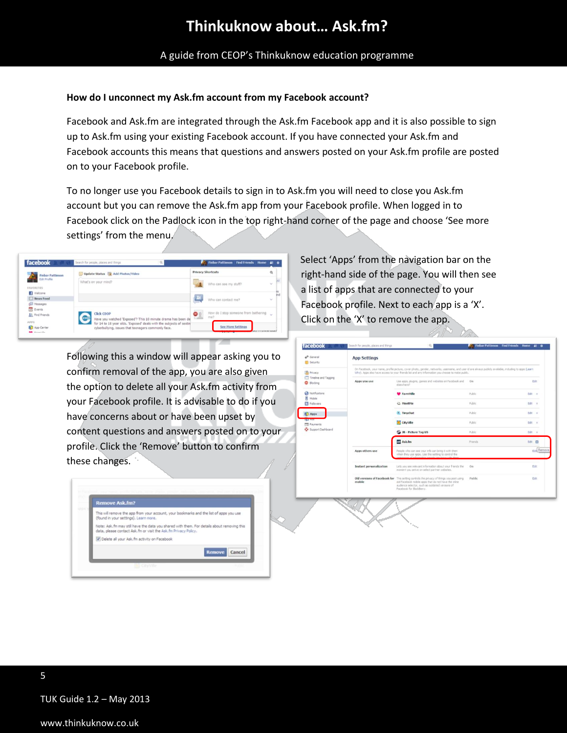**How do I unconnect my Ask.fm account from my Facebook account?**

Facebook and Ask.fm are integrated through the Ask.fm Facebook app and it is also possible to sign up to Ask.fm using your existing Facebook account. If you have connected your Ask.fm and Facebook accounts this means that questions and answers posted on your Ask.fm profile are posted on to your Facebook profile.

To no longer use you Facebook details to sign in to Ask.fm you will need to close you Ask.fm account but you can remove the Ask.fm app from your Facebook profile. When logged in to Facebook click on the Padlock icon in the top right-hand corner of the page and choose 'See more settings' from the menu.

Select 'Apps' from the navigation bar on the right-hand side of the page. You will then see a list of apps that are connected to your Facebook profile. Next to each app is a 'X'. Click on the 'X' to remove the app.

Following this a window will appear asking you to confirm removal of the app, you are also given the option to delete all your Ask.fm activity from your Facebook profile. It is advisable to do if you have concerns about or have been upset by content questions and answers posted on to your profile. Click the 'Remove' button to confirm these changes.